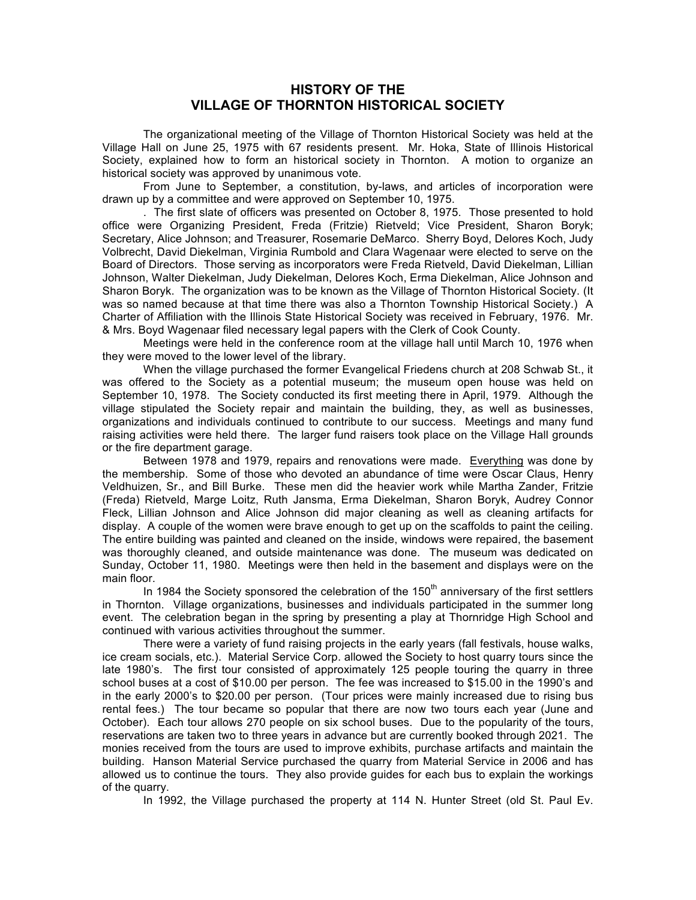# HISTORY OF THE VILLAGE OF THORNTON HISTORICAL SOCIETY

The organizational meeting of the Village of Thornton Historical Society was held at the Village Hall on June 25, 1975 with 67 residents present. Mr. Hoka, State of Illinois Historical Society, explained how to form an historical society in Thornton. A motion to organize an historical society was approved by unanimous vote.

From June to September, a constitution, by-laws, and articles of incorporation were drawn up by a committee and were approved on September 10, 1975.

. The first slate of officers was presented on October 8, 1975. Those presented to hold office were Organizing President, Freda (Fritzie) Rietveld; Vice President, Sharon Boryk; Secretary, Alice Johnson; and Treasurer, Rosemarie DeMarco. Sherry Boyd, Delores Koch, Judy Volbrecht, David Diekelman, Virginia Rumbold and Clara Wagenaar were elected to serve on the Board of Directors. Those serving as incorporators were Freda Rietveld, David Diekelman, Lillian Johnson, Walter Diekelman, Judy Diekelman, Delores Koch, Erma Diekelman, Alice Johnson and Sharon Boryk. The organization was to be known as the Village of Thornton Historical Society. (It was so named because at that time there was also a Thornton Township Historical Society.) A Charter of Affiliation with the Illinois State Historical Society was received in February, 1976. Mr. & Mrs. Boyd Wagenaar filed necessary legal papers with the Clerk of Cook County.

Meetings were held in the conference room at the village hall until March 10, 1976 when they were moved to the lower level of the library.

When the village purchased the former Evangelical Friedens church at 208 Schwab St., it was offered to the Society as a potential museum; the museum open house was held on September 10, 1978. The Society conducted its first meeting there in April, 1979. Although the village stipulated the Society repair and maintain the building, they, as well as businesses, organizations and individuals continued to contribute to our success. Meetings and many fund raising activities were held there. The larger fund raisers took place on the Village Hall grounds or the fire department garage.

Between 1978 and 1979, repairs and renovations were made. Everything was done by the membership. Some of those who devoted an abundance of time were Oscar Claus, Henry Veldhuizen, Sr., and Bill Burke. These men did the heavier work while Martha Zander, Fritzie (Freda) Rietveld, Marge Loitz, Ruth Jansma, Erma Diekelman, Sharon Boryk, Audrey Connor Fleck, Lillian Johnson and Alice Johnson did major cleaning as well as cleaning artifacts for display. A couple of the women were brave enough to get up on the scaffolds to paint the ceiling. The entire building was painted and cleaned on the inside, windows were repaired, the basement was thoroughly cleaned, and outside maintenance was done. The museum was dedicated on Sunday, October 11, 1980. Meetings were then held in the basement and displays were on the main floor.

In 1984 the Society sponsored the celebration of the 150th anniversary of the first settlers in Thornton. Village organizations, businesses and individuals participated in the summer long event. The celebration began in the spring by presenting a play at Thornridge High School and continued with various activities throughout the summer.

There were a variety of fund raising projects in the early years (fall festivals, house walks, ice cream socials, etc.). Material Service Corp. allowed the Society to host quarry tours since the late 1980's. The first tour consisted of approximately 125 people touring the quarry in three school buses at a cost of $10.00 per person. The fee was increased to $15.00 in the 1990's and in the early 2000's to $20.00 per person. (Tour prices were mainly increased due to rising bus rental fees.) The tour became so popular that there are now two tours each year (June and October). Each tour allows 270 people on six school buses. Due to the popularity of the tours, reservations are taken two to three years in advance but are currently booked through 2021. The monies received from the tours are used to improve exhibits, purchase artifacts and maintain the building. Hanson Material Service purchased the quarry from Material Service in 2006 and has allowed us to continue the tours. They also provide guides for each bus to explain the workings of the quarry.

In 1992, the Village purchased the property at 114 N. Hunter Street (old St. Paul Ev.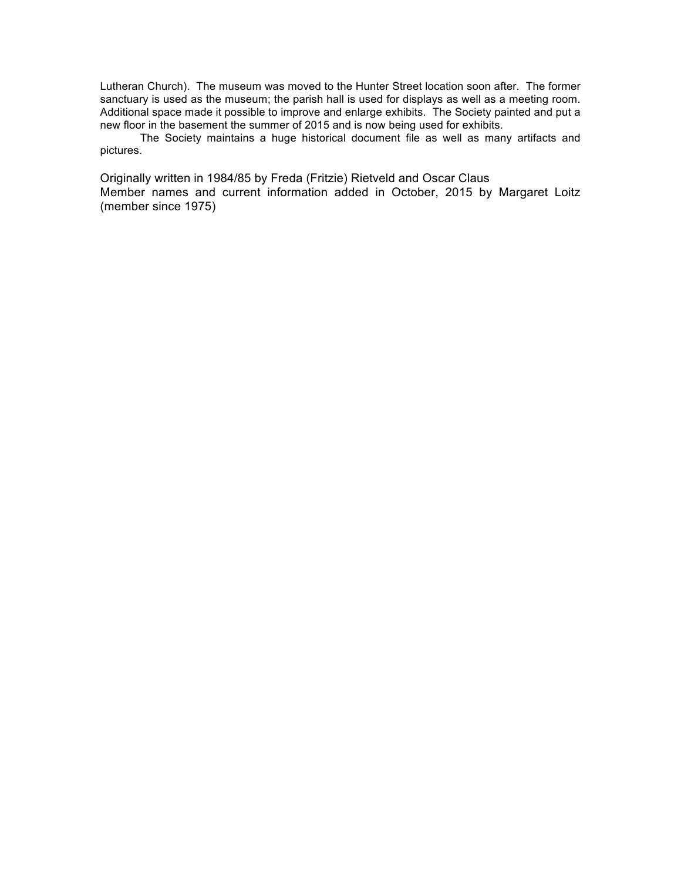Lutheran Church). The museum was moved to the Hunter Street location soon after. The former sanctuary is used as the museum; the parish hall is used for displays as well as a meeting room. Additional space made it possible to improve and enlarge exhibits. The Society painted and put a new floor in the basement the summer of 2015 and is now being used for exhibits.

The Society maintains a huge historical document file as well as many artifacts and pictures.

Originally written in 1984/85 by Freda (Fritzie) Rietveld and Oscar Claus
Member names and current information added in October, 2015 by Margaret Loitz (member since 1975)